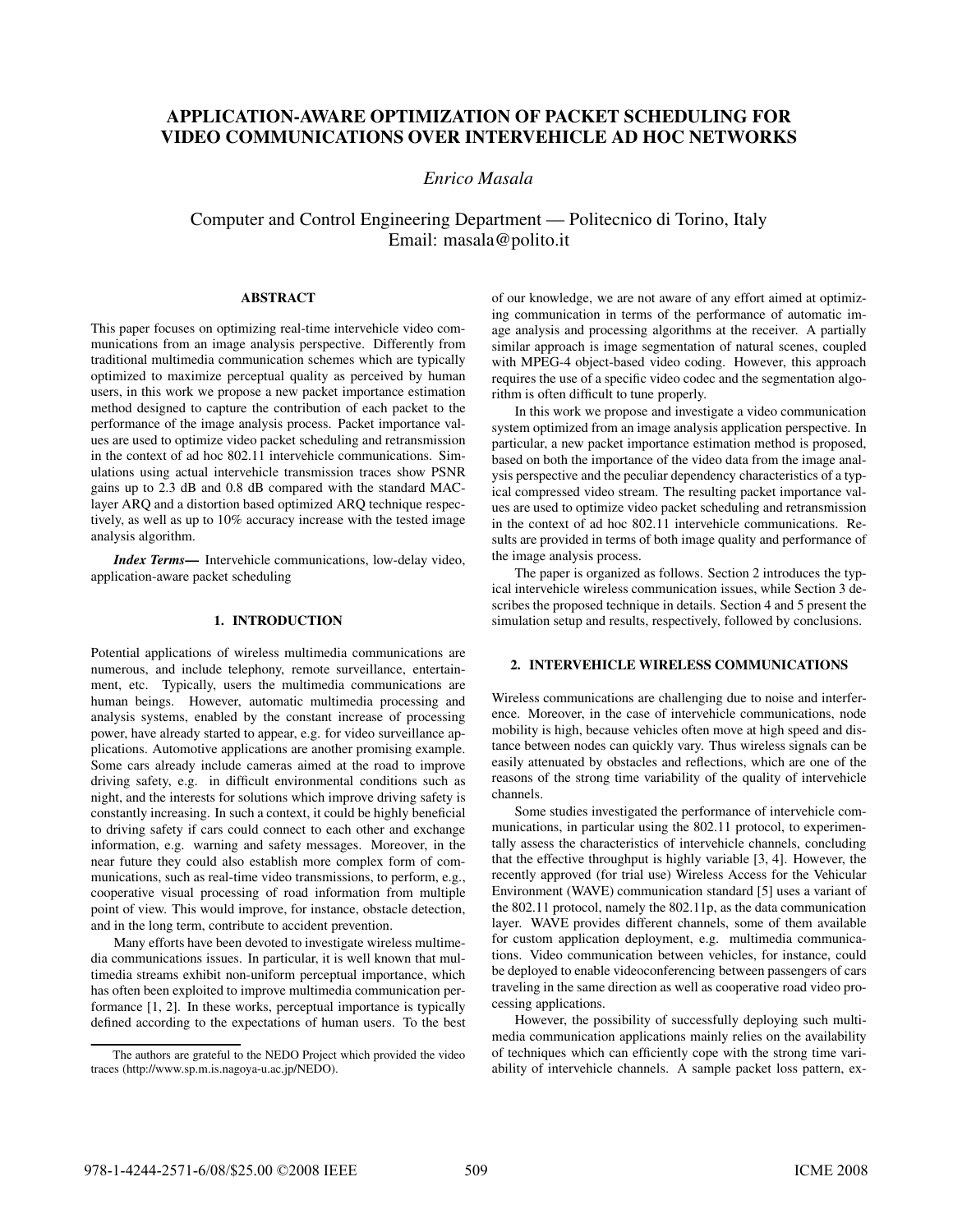# APPLICATION-AWARE OPTIMIZATION OF PACKET SCHEDULING FOR VIDEO COMMUNICATIONS OVER INTERVEHICLE AD HOC NETWORKS

*Enrico Masala*

Computer and Control Engineering Department — Politecnico di Torino, Italy
Email: masala@polito.it

## ABSTRACT

This paper focuses on optimizing real-time intervehicle video communications from an image analysis perspective. Differently from traditional multimedia communication schemes which are typically optimized to maximize perceptual quality as perceived by human users, in this work we propose a new packet importance estimation method designed to capture the contribution of each packet to the performance of the image analysis process. Packet importance values are used to optimize video packet scheduling and retransmission in the context of ad hoc 802.11 intervehicle communications. Simulations using actual intervehicle transmission traces show PSNR gains up to 2.3 dB and 0.8 dB compared with the standard MAC-layer ARQ and a distortion based optimized ARQ technique respectively, as well as up to 10% accuracy increase with the tested image analysis algorithm.

***Index Terms*—** Intervehicle communications, low-delay video, application-aware packet scheduling

## 1. INTRODUCTION

Potential applications of wireless multimedia communications are numerous, and include telephony, remote surveillance, entertainment, etc. Typically, users the multimedia communications are human beings. However, automatic multimedia processing and analysis systems, enabled by the constant increase of processing power, have already started to appear, e.g. for video surveillance applications. Automotive applications are another promising example. Some cars already include cameras aimed at the road to improve driving safety, e.g. in difficult environmental conditions such as night, and the interests for solutions which improve driving safety is constantly increasing. In such a context, it could be highly beneficial to driving safety if cars could connect to each other and exchange information, e.g. warning and safety messages. Moreover, in the near future they could also establish more complex form of communications, such as real-time video transmissions, to perform, e.g., cooperative visual processing of road information from multiple point of view. This would improve, for instance, obstacle detection, and in the long term, contribute to accident prevention.

Many efforts have been devoted to investigate wireless multimedia communications issues. In particular, it is well known that multimedia streams exhibit non-uniform perceptual importance, which has often been exploited to improve multimedia communication performance [1, 2]. In these works, perceptual importance is typically defined according to the expectations of human users. To the best of our knowledge, we are not aware of any effort aimed at optimizing communication in terms of the performance of automatic image analysis and processing algorithms at the receiver. A partially similar approach is image segmentation of natural scenes, coupled with MPEG-4 object-based video coding. However, this approach requires the use of a specific video codec and the segmentation algorithm is often difficult to tune properly.

In this work we propose and investigate a video communication system optimized from an image analysis application perspective. In particular, a new packet importance estimation method is proposed, based on both the importance of the video data from the image analysis perspective and the peculiar dependency characteristics of a typical compressed video stream. The resulting packet importance values are used to optimize video packet scheduling and retransmission in the context of ad hoc 802.11 intervehicle communications. Results are provided in terms of both image quality and performance of the image analysis process.

The paper is organized as follows. Section 2 introduces the typical intervehicle wireless communication issues, while Section 3 describes the proposed technique in details. Section 4 and 5 present the simulation setup and results, respectively, followed by conclusions.

## 2. INTERVEHICLE WIRELESS COMMUNICATIONS

Wireless communications are challenging due to noise and interference. Moreover, in the case of intervehicle communications, node mobility is high, because vehicles often move at high speed and distance between nodes can quickly vary. Thus wireless signals can be easily attenuated by obstacles and reflections, which are one of the reasons of the strong time variability of the quality of intervehicle channels.

Some studies investigated the performance of intervehicle communications, in particular using the 802.11 protocol, to experimentally assess the characteristics of intervehicle channels, concluding that the effective throughput is highly variable [3, 4]. However, the recently approved (for trial use) Wireless Access for the Vehicular Environment (WAVE) communication standard [5] uses a variant of the 802.11 protocol, namely the 802.11p, as the data communication layer. WAVE provides different channels, some of them available for custom application deployment, e.g. multimedia communications. Video communication between vehicles, for instance, could be deployed to enable videoconferencing between passengers of cars traveling in the same direction as well as cooperative road video processing applications.

However, the possibility of successfully deploying such multimedia communication applications mainly relies on the availability of techniques which can efficiently cope with the strong time variability of intervehicle channels. A sample packet loss pattern, ex-

The authors are grateful to the NEDO Project which provided the video traces (http://www.sp.m.is.nagoya-u.ac.jp/NEDO).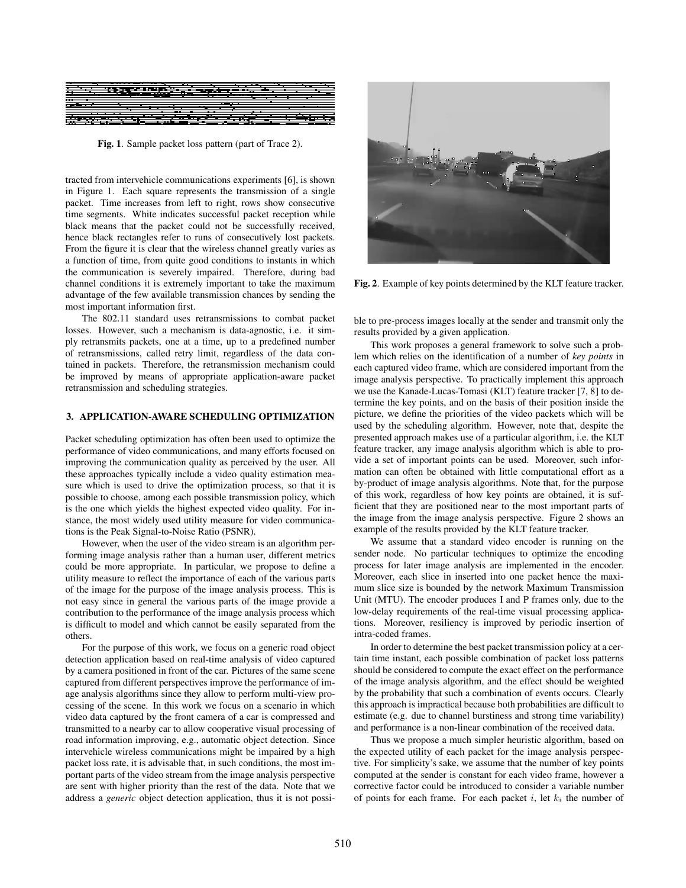Fig. 1. Sample packet loss pattern (part of Trace 2).

tracted from intervehicle communications experiments [6], is shown in Figure 1. Each square represents the transmission of a single packet. Time increases from left to right, rows show consecutive time segments. White indicates successful packet reception while black means that the packet could not be successfully received, hence black rectangles refer to runs of consecutively lost packets. From the figure it is clear that the wireless channel greatly varies as a function of time, from quite good conditions to instants in which the communication is severely impaired. Therefore, during bad channel conditions it is extremely important to take the maximum advantage of the few available transmission chances by sending the most important information first.

The 802.11 standard uses retransmissions to combat packet losses. However, such a mechanism is data-agnostic, i.e. it simply retransmits packets, one at a time, up to a predefined number of retransmissions, called retry limit, regardless of the data contained in packets. Therefore, the retransmission mechanism could be improved by means of appropriate application-aware packet retransmission and scheduling strategies.

## 3. APPLICATION-AWARE SCHEDULING OPTIMIZATION

Packet scheduling optimization has often been used to optimize the performance of video communications, and many efforts focused on improving the communication quality as perceived by the user. All these approaches typically include a video quality estimation measure which is used to drive the optimization process, so that it is possible to choose, among each possible transmission policy, which is the one which yields the highest expected video quality. For instance, the most widely used utility measure for video communications is the Peak Signal-to-Noise Ratio (PSNR).

However, when the user of the video stream is an algorithm performing image analysis rather than a human user, different metrics could be more appropriate. In particular, we propose to define a utility measure to reflect the importance of each of the various parts of the image for the purpose of the image analysis process. This is not easy since in general the various parts of the image provide a contribution to the performance of the image analysis process which is difficult to model and which cannot be easily separated from the others.

For the purpose of this work, we focus on a generic road object detection application based on real-time analysis of video captured by a camera positioned in front of the car. Pictures of the same scene captured from different perspectives improve the performance of image analysis algorithms since they allow to perform multi-view processing of the scene. In this work we focus on a scenario in which video data captured by the front camera of a car is compressed and transmitted to a nearby car to allow cooperative visual processing of road information improving, e.g., automatic object detection. Since intervehicle wireless communications might be impaired by a high packet loss rate, it is advisable that, in such conditions, the most important parts of the video stream from the image analysis perspective are sent with higher priority than the rest of the data. Note that we address a *generic* object detection application, thus it is not possible to pre-process images locally at the sender and transmit only the results provided by a given application.

Fig. 2. Example of key points determined by the KLT feature tracker.

This work proposes a general framework to solve such a problem which relies on the identification of a number of *key points* in each captured video frame, which are considered important from the image analysis perspective. To practically implement this approach we use the Kanade-Lucas-Tomasi (KLT) feature tracker [7, 8] to determine the key points, and on the basis of their position inside the picture, we define the priorities of the video packets which will be used by the scheduling algorithm. However, note that, despite the presented approach makes use of a particular algorithm, i.e. the KLT feature tracker, any image analysis algorithm which is able to provide a set of important points can be used. Moreover, such information can often be obtained with little computational effort as a by-product of image analysis algorithms. Note that, for the purpose of this work, regardless of how key points are obtained, it is sufficient that they are positioned near to the most important parts of the image from the image analysis perspective. Figure 2 shows an example of the results provided by the KLT feature tracker.

We assume that a standard video encoder is running on the sender node. No particular techniques to optimize the encoding process for later image analysis are implemented in the encoder. Moreover, each slice in inserted into one packet hence the maximum slice size is bounded by the network Maximum Transmission Unit (MTU). The encoder produces I and P frames only, due to the low-delay requirements of the real-time visual processing applications. Moreover, resiliency is improved by periodic insertion of intra-coded frames.

In order to determine the best packet transmission policy at a certain time instant, each possible combination of packet loss patterns should be considered to compute the exact effect on the performance of the image analysis algorithm, and the effect should be weighted by the probability that such a combination of events occurs. Clearly this approach is impractical because both probabilities are difficult to estimate (e.g. due to channel burstiness and strong time variability) and performance is a non-linear combination of the received data.

Thus we propose a much simpler heuristic algorithm, based on the expected utility of each packet for the image analysis perspective. For simplicity's sake, we assume that the number of key points computed at the sender is constant for each video frame, however a corrective factor could be introduced to consider a variable number of points for each frame. For each packet $i$, let $k_i$ the number of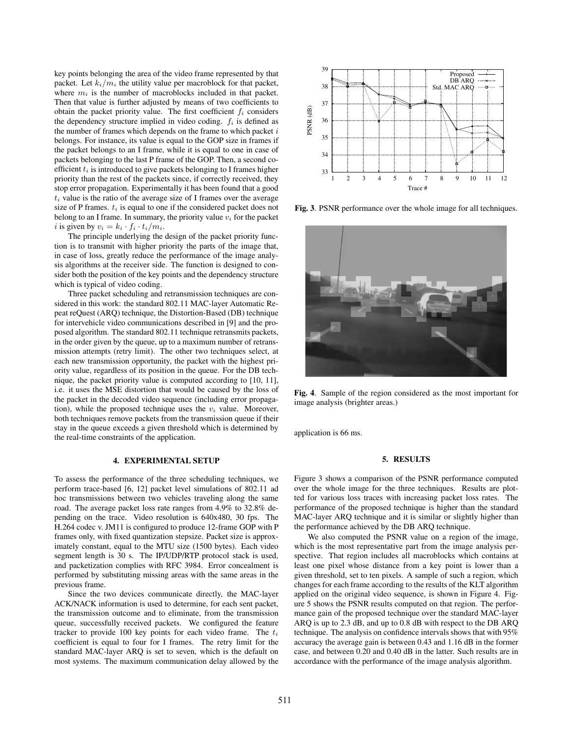key points belonging the area of the video frame represented by that packet. Let $k_i/m_i$ the utility value per macroblock for that packet, where $m_i$ is the number of macroblocks included in that packet. Then that value is further adjusted by means of two coefficients to obtain the packet priority value. The first coefficient $f_i$ considers the dependency structure implied in video coding. $f_i$ is defined as the number of frames which depends on the frame to which packet $i$ belongs. For instance, its value is equal to the GOP size in frames if the packet belongs to an I frame, while it is equal to one in case of packets belonging to the last P frame of the GOP. Then, a second coefficient $t_i$ is introduced to give packets belonging to I frames higher priority than the rest of the packets since, if correctly received, they stop error propagation. Experimentally it has been found that a good $t_i$ value is the ratio of the average size of I frames over the average size of P frames. $t_i$ is equal to one if the considered packet does not belong to an I frame. In summary, the priority value $v_i$ for the packet $i$ is given by $v_i = k_i \cdot f_i \cdot t_i/m_i$.

The principle underlying the design of the packet priority function is to transmit with higher priority the parts of the image that, in case of loss, greatly reduce the performance of the image analysis algorithms at the receiver side. The function is designed to consider both the position of the key points and the dependency structure which is typical of video coding.

Three packet scheduling and retransmission techniques are considered in this work: the standard 802.11 MAC-layer Automatic Repeat reQuest (ARQ) technique, the Distortion-Based (DB) technique for intervehicle video communications described in [9] and the proposed algorithm. The standard 802.11 technique retransmits packets, in the order given by the queue, up to a maximum number of retransmission attempts (retry limit). The other two techniques select, at each new transmission opportunity, the packet with the highest priority value, regardless of its position in the queue. For the DB technique, the packet priority value is computed according to [10, 11], i.e. it uses the MSE distortion that would be caused by the loss of the packet in the decoded video sequence (including error propagation), while the proposed technique uses the $v_i$ value. Moreover, both techniques remove packets from the transmission queue if their stay in the queue exceeds a given threshold which is determined by the real-time constraints of the application.

## 4. EXPERIMENTAL SETUP

To assess the performance of the three scheduling techniques, we perform trace-based [6, 12] packet level simulations of 802.11 ad hoc transmissions between two vehicles traveling along the same road. The average packet loss rate ranges from 4.9% to 32.8% depending on the trace. Video resolution is 640x480, 30 fps. The H.264 codec v. JM11 is configured to produce 12-frame GOP with P frames only, with fixed quantization stepsize. Packet size is approximately constant, equal to the MTU size (1500 bytes). Each video segment length is 30 s. The IP/UDP/RTP protocol stack is used, and packetization complies with RFC 3984. Error concealment is performed by substituting missing areas with the same areas in the previous frame.

Since the two devices communicate directly, the MAC-layer ACK/NACK information is used to determine, for each sent packet, the transmission outcome and to eliminate, from the transmission queue, successfully received packets. We configured the feature tracker to provide 100 key points for each video frame. The $t_i$ coefficient is equal to four for I frames. The retry limit for the standard MAC-layer ARQ is set to seven, which is the default on most systems. The maximum communication delay allowed by the application is 66 ms.

**Fig. 3**. PSNR performance over the whole image for all techniques.

**Fig. 4**. Sample of the region considered as the most important for image analysis (brighter areas.)

## 5. RESULTS

Figure 3 shows a comparison of the PSNR performance computed over the whole image for the three techniques. Results are plotted for various loss traces with increasing packet loss rates. The performance of the proposed technique is higher than the standard MAC-layer ARQ technique and it is similar or slightly higher than the performance achieved by the DB ARQ technique.

We also computed the PSNR value on a region of the image, which is the most representative part from the image analysis perspective. That region includes all macroblocks which contains at least one pixel whose distance from a key point is lower than a given threshold, set to ten pixels. A sample of such a region, which changes for each frame according to the results of the KLT algorithm applied on the original video sequence, is shown in Figure 4. Figure 5 shows the PSNR results computed on that region. The performance gain of the proposed technique over the standard MAC-layer ARQ is up to 2.3 dB, and up to 0.8 dB with respect to the DB ARQ technique. The analysis on confidence intervals shows that with 95% accuracy the average gain is between 0.43 and 1.16 dB in the former case, and between 0.20 and 0.40 dB in the latter. Such results are in accordance with the performance of the image analysis algorithm.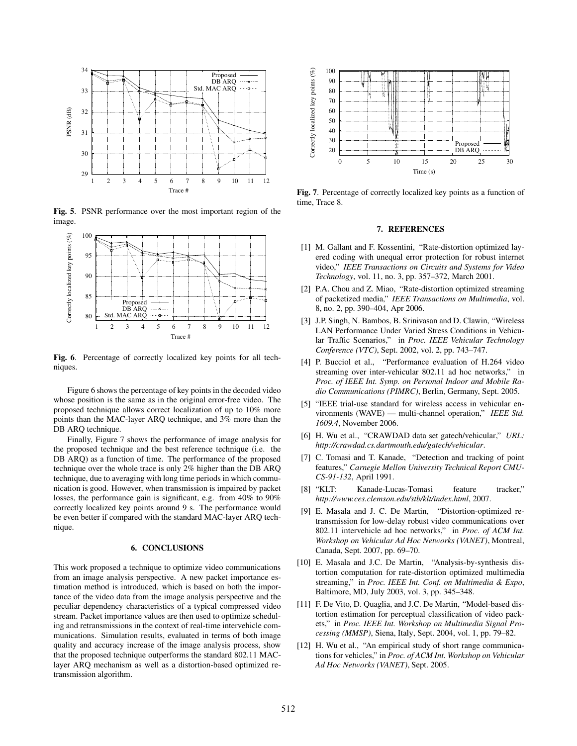34
33
32
31
30
29
PSNR (dB)
1 2 3 4 5 6 7 8 9 10 11 12
Trace #
Proposed
DB ARQ
Std. MAC ARQ

**Fig. 5**. PSNR performance over the most important region of the image.

100
95
90
85
80
Correctly localized key points (%)
1 2 3 4 5 6 7 8 9 10 11 12
Trace #
Proposed
DB ARQ
Std. MAC ARQ

**Fig. 6**. Percentage of correctly localized key points for all techniques.

Figure 6 shows the percentage of key points in the decoded video whose position is the same as in the original error-free video. The proposed technique allows correct localization of up to 10% more points than the MAC-layer ARQ technique, and 3% more than the DB ARQ technique.

Finally, Figure 7 shows the performance of image analysis for the proposed technique and the best reference technique (i.e. the DB ARQ) as a function of time. The performance of the proposed technique over the whole trace is only 2% higher than the DB ARQ technique, due to averaging with long time periods in which communication is good. However, when transmission is impaired by packet losses, the performance gain is significant, e.g. from 40% to 90% correctly localized key points around 9 s. The performance would be even better if compared with the standard MAC-layer ARQ technique.

## 6. CONCLUSIONS

This work proposed a technique to optimize video communications from an image analysis perspective. A new packet importance estimation method is introduced, which is based on both the importance of the video data from the image analysis perspective and the peculiar dependency characteristics of a typical compressed video stream. Packet importance values are then used to optimize scheduling and retransmissions in the context of real-time intervehicle communications. Simulation results, evaluated in terms of both image quality and accuracy increase of the image analysis process, show that the proposed technique outperforms the standard 802.11 MAC-layer ARQ mechanism as well as a distortion-based optimized retransmission algorithm.

100
90
80
70
60
50
40
30
20
Correctly localized key points (%)
0 5 10 15 20 25 30
Time (s)
Proposed
DB ARQ

**Fig. 7**. Percentage of correctly localized key points as a function of time, Trace 8.

## 7. REFERENCES

[1] M. Gallant and F. Kossentini, "Rate-distortion optimized layered coding with unequal error protection for robust internet video," *IEEE Transactions on Circuits and Systems for Video Technology*, vol. 11, no. 3, pp. 357–372, March 2001.

[2] P.A. Chou and Z. Miao, "Rate-distortion optimized streaming of packetized media," *IEEE Transactions on Multimedia*, vol. 8, no. 2, pp. 390–404, Apr 2006.

[3] J.P. Singh, N. Bambos, B. Srinivasan and D. Clawin, "Wireless LAN Performance Under Varied Stress Conditions in Vehicular Traffic Scenarios," in *Proc. IEEE Vehicular Technology Conference (VTC)*, Sept. 2002, vol. 2, pp. 743–747.

[4] P. Bucciol et al., "Performance evaluation of H.264 video streaming over inter-vehicular 802.11 ad hoc networks," in *Proc. of IEEE Int. Symp. on Personal Indoor and Mobile Radio Communications (PIMRC)*, Berlin, Germany, Sept. 2005.

[5] "IEEE trial-use standard for wireless access in vehicular environments (WAVE) — multi-channel operation," *IEEE Std. 1609.4*, November 2006.

[6] H. Wu et al., "CRAWDAD data set gatech/vehicular," *URL: http://crawdad.cs.dartmouth.edu/gatech/vehicular*.

[7] C. Tomasi and T. Kanade, "Detection and tracking of point features," *Carnegie Mellon University Technical Report CMU-CS-91-132*, April 1991.

[8] "KLT: Kanade-Lucas-Tomasi feature tracker," *http://www.ces.clemson.edu/stb/klt/index.html*, 2007.

[9] E. Masala and J. C. De Martin, "Distortion-optimized retransmission for low-delay robust video communications over 802.11 intervehicle ad hoc networks," in *Proc. of ACM Int. Workshop on Vehicular Ad Hoc Networks (VANET)*, Montreal, Canada, Sept. 2007, pp. 69–70.

[10] E. Masala and J.C. De Martin, "Analysis-by-synthesis distortion computation for rate-distortion optimized multimedia streaming," in *Proc. IEEE Int. Conf. on Multimedia & Expo*, Baltimore, MD, July 2003, vol. 3, pp. 345–348.

[11] F. De Vito, D. Quaglia, and J.C. De Martin, "Model-based distortion estimation for perceptual classification of video packets," in *Proc. IEEE Int. Workshop on Multimedia Signal Processing (MMSP)*, Siena, Italy, Sept. 2004, vol. 1, pp. 79–82.

[12] H. Wu et al., "An empirical study of short range communications for vehicles," in *Proc. of ACM Int. Workshop on Vehicular Ad Hoc Networks (VANET)*, Sept. 2005.